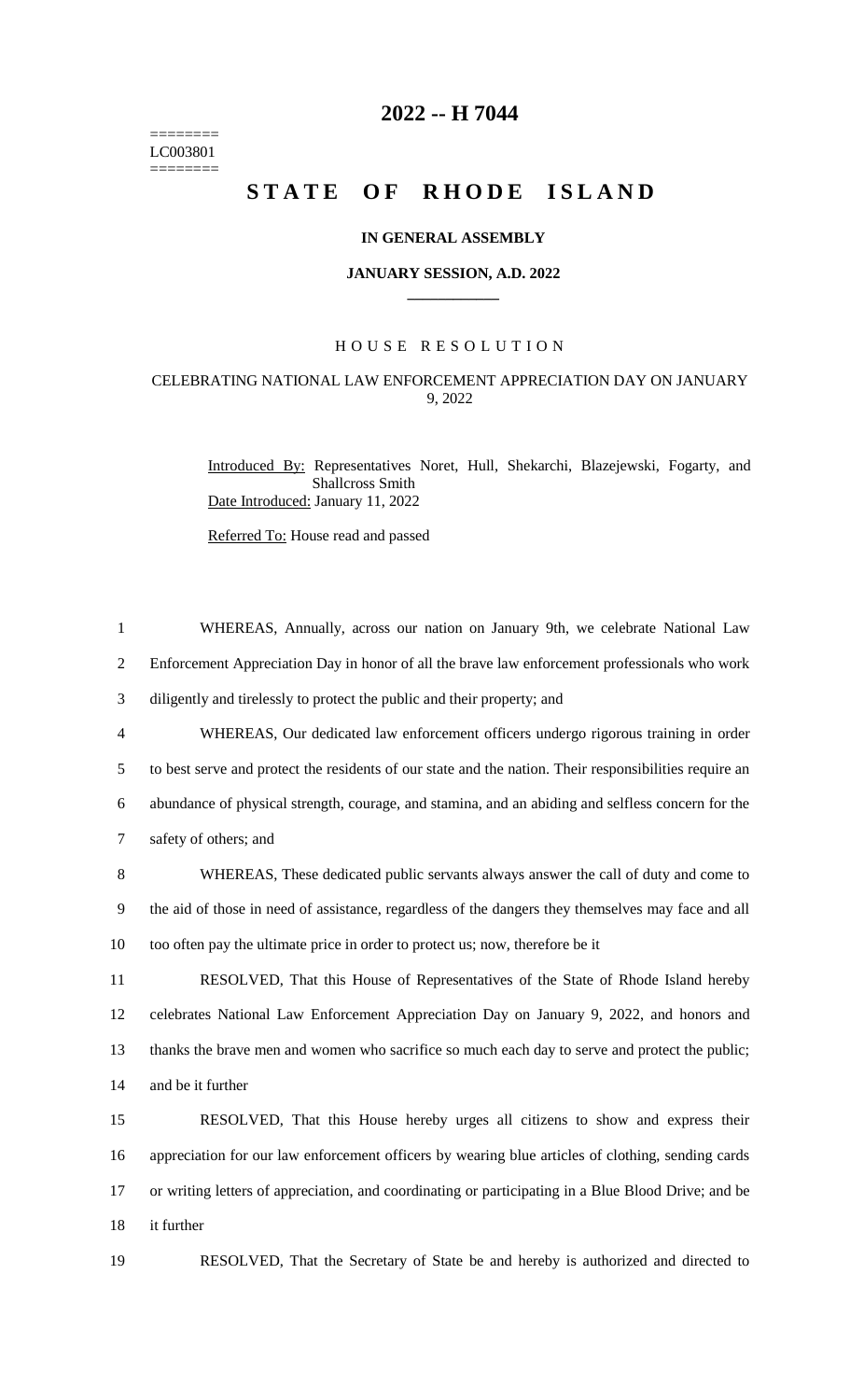========
LC003801
========

# 2022 -- H 7044

# STATE OF RHODE ISLAND

**IN GENERAL ASSEMBLY**

**JANUARY SESSION, A.D. 2022**

HOUSE RESOLUTION

CELEBRATING NATIONAL LAW ENFORCEMENT APPRECIATION DAY ON JANUARY 9, 2022

Introduced By: Representatives Noret, Hull, Shekarchi, Blazejewski, Fogarty, and Shallcross Smith

Date Introduced: January 11, 2022

Referred To: House read and passed

1 WHEREAS, Annually, across our nation on January 9th, we celebrate National Law
2 Enforcement Appreciation Day in honor of all the brave law enforcement professionals who work
3 diligently and tirelessly to protect the public and their property; and
4 WHEREAS, Our dedicated law enforcement officers undergo rigorous training in order
5 to best serve and protect the residents of our state and the nation. Their responsibilities require an
6 abundance of physical strength, courage, and stamina, and an abiding and selfless concern for the
7 safety of others; and
8 WHEREAS, These dedicated public servants always answer the call of duty and come to
9 the aid of those in need of assistance, regardless of the dangers they themselves may face and all
10 too often pay the ultimate price in order to protect us; now, therefore be it
11 RESOLVED, That this House of Representatives of the State of Rhode Island hereby
12 celebrates National Law Enforcement Appreciation Day on January 9, 2022, and honors and
13 thanks the brave men and women who sacrifice so much each day to serve and protect the public;
14 and be it further
15 RESOLVED, That this House hereby urges all citizens to show and express their
16 appreciation for our law enforcement officers by wearing blue articles of clothing, sending cards
17 or writing letters of appreciation, and coordinating or participating in a Blue Blood Drive; and be
18 it further
19 RESOLVED, That the Secretary of State be and hereby is authorized and directed to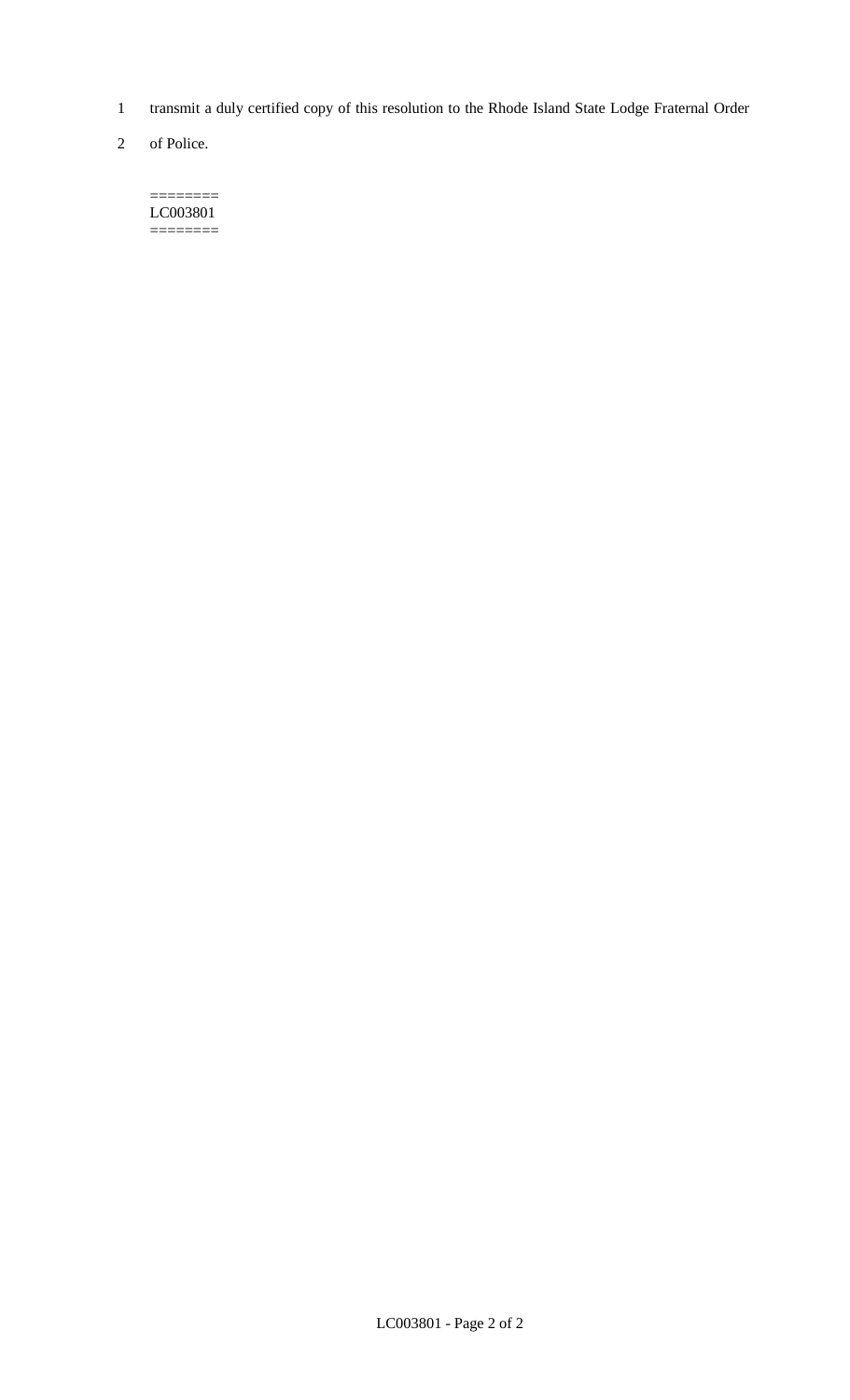transmit a duly certified copy of this resolution to the Rhode Island State Lodge Fraternal Order of Police.

========
LC003801
========